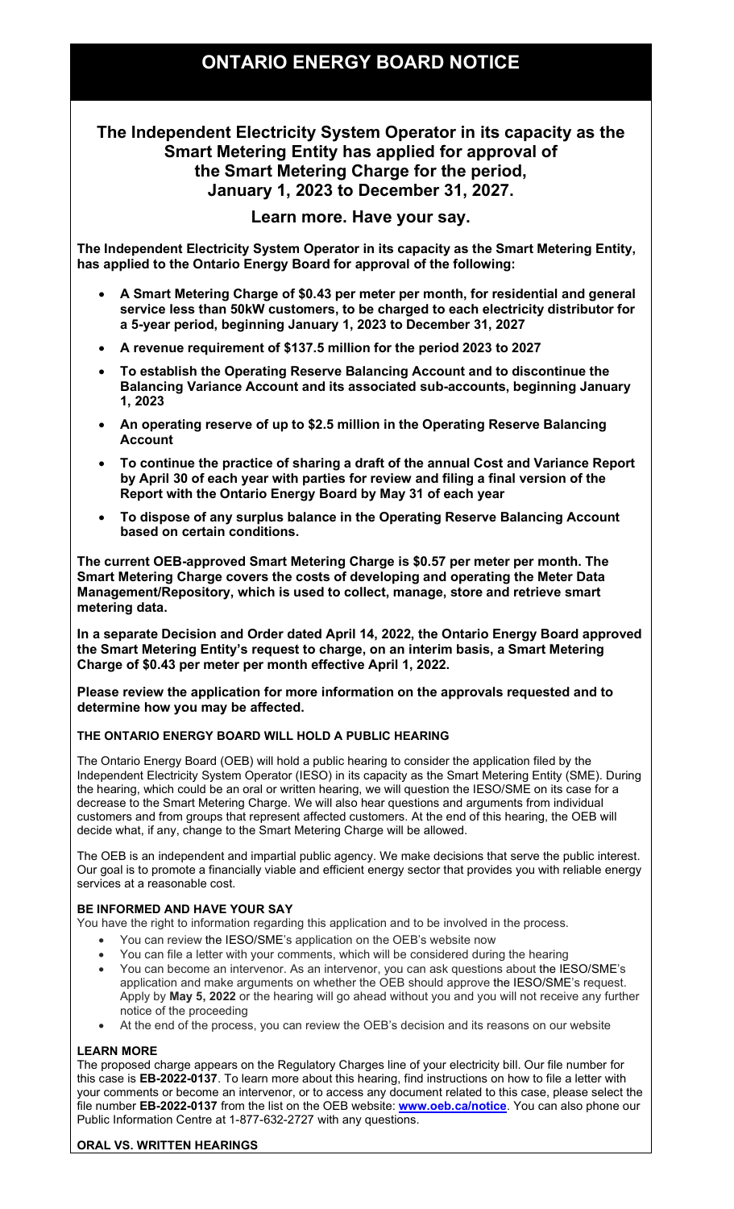# ONTARIO ENERGY BOARD NOTICE

## The Independent Electricity System Operator in its capacity as the Smart Metering Entity has applied for approval of the Smart Metering Charge for the period, January 1, 2023 to December 31, 2027.

### Learn more. Have your say.

**The Independent Electricity System Operator in its capacity as the Smart Metering Entity, has applied to the Ontario Energy Board for approval of the following:**

- **A Smart Metering Charge of $0.43 per meter per month, for residential and general service less than 50kW customers, to be charged to each electricity distributor for a 5-year period, beginning January 1, 2023 to December 31, 2027**
- **A revenue requirement of $137.5 million for the period 2023 to 2027**
- **To establish the Operating Reserve Balancing Account and to discontinue the Balancing Variance Account and its associated sub-accounts, beginning January 1, 2023**
- **An operating reserve of up to $2.5 million in the Operating Reserve Balancing Account**
- **To continue the practice of sharing a draft of the annual Cost and Variance Report by April 30 of each year with parties for review and filing a final version of the Report with the Ontario Energy Board by May 31 of each year**
- **To dispose of any surplus balance in the Operating Reserve Balancing Account based on certain conditions.**

**The current OEB-approved Smart Metering Charge is $0.57 per meter per month. The Smart Metering Charge covers the costs of developing and operating the Meter Data Management/Repository, which is used to collect, manage, store and retrieve smart metering data.**

**In a separate Decision and Order dated April 14, 2022, the Ontario Energy Board approved the Smart Metering Entity's request to charge, on an interim basis, a Smart Metering Charge of $0.43 per meter per month effective April 1, 2022.**

**Please review the application for more information on the approvals requested and to determine how you may be affected.**

#### THE ONTARIO ENERGY BOARD WILL HOLD A PUBLIC HEARING

The Ontario Energy Board (OEB) will hold a public hearing to consider the application filed by the Independent Electricity System Operator (IESO) in its capacity as the Smart Metering Entity (SME). During the hearing, which could be an oral or written hearing, we will question the IESO/SME on its case for a decrease to the Smart Metering Charge. We will also hear questions and arguments from individual customers and from groups that represent affected customers. At the end of this hearing, the OEB will decide what, if any, change to the Smart Metering Charge will be allowed.

The OEB is an independent and impartial public agency. We make decisions that serve the public interest. Our goal is to promote a financially viable and efficient energy sector that provides you with reliable energy services at a reasonable cost.

#### BE INFORMED AND HAVE YOUR SAY

You have the right to information regarding this application and to be involved in the process.

- You can review the IESO/SME's application on the OEB's website now
- You can file a letter with your comments, which will be considered during the hearing
- You can become an intervenor. As an intervenor, you can ask questions about the IESO/SME's application and make arguments on whether the OEB should approve the IESO/SME's request. Apply by **May 5, 2022** or the hearing will go ahead without you and you will not receive any further notice of the proceeding
- At the end of the process, you can review the OEB's decision and its reasons on our website

#### LEARN MORE

The proposed charge appears on the Regulatory Charges line of your electricity bill. Our file number for this case is **EB-2022-0137**. To learn more about this hearing, find instructions on how to file a letter with your comments or become an intervenor, or to access any document related to this case, please select the file number **EB-2022-0137** from the list on the OEB website: **[www.oeb.ca/notice](www.oeb.ca/notice)**. You can also phone our Public Information Centre at 1-877-632-2727 with any questions.

#### ORAL VS. WRITTEN HEARINGS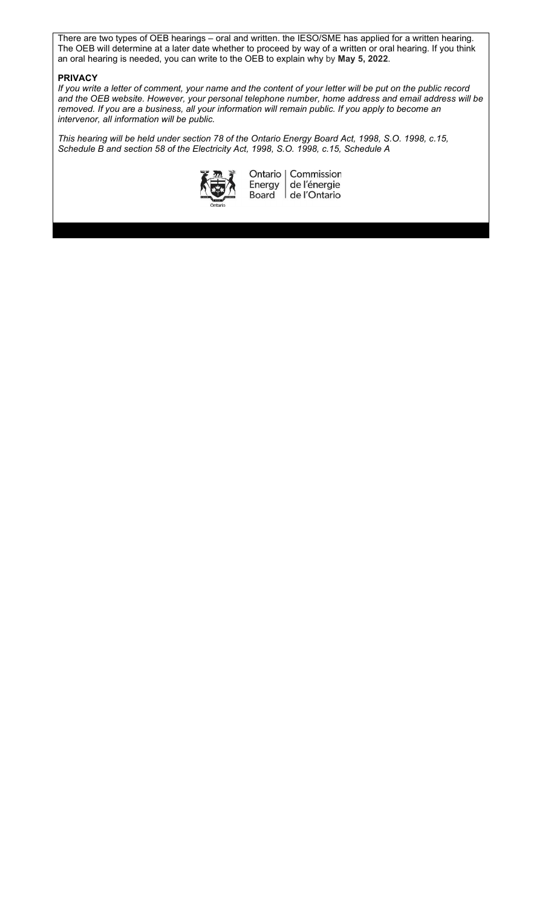There are two types of OEB hearings – oral and written. the IESO/SME has applied for a written hearing. The OEB will determine at a later date whether to proceed by way of a written or oral hearing. If you think an oral hearing is needed, you can write to the OEB to explain why by **May 5, 2022**.

**PRIVACY**

*If you write a letter of comment, your name and the content of your letter will be put on the public record and the OEB website. However, your personal telephone number, home address and email address will be removed. If you are a business, all your information will remain public. If you apply to become an intervenor, all information will be public.*

*This hearing will be held under section 78 of the Ontario Energy Board Act, 1998, S.O. 1998, c.15, Schedule B and section 58 of the Electricity Act, 1998, S.O. 1998, c.15, Schedule A*

Ontario Energy Board | Commission de l'énergie de l'Ontario